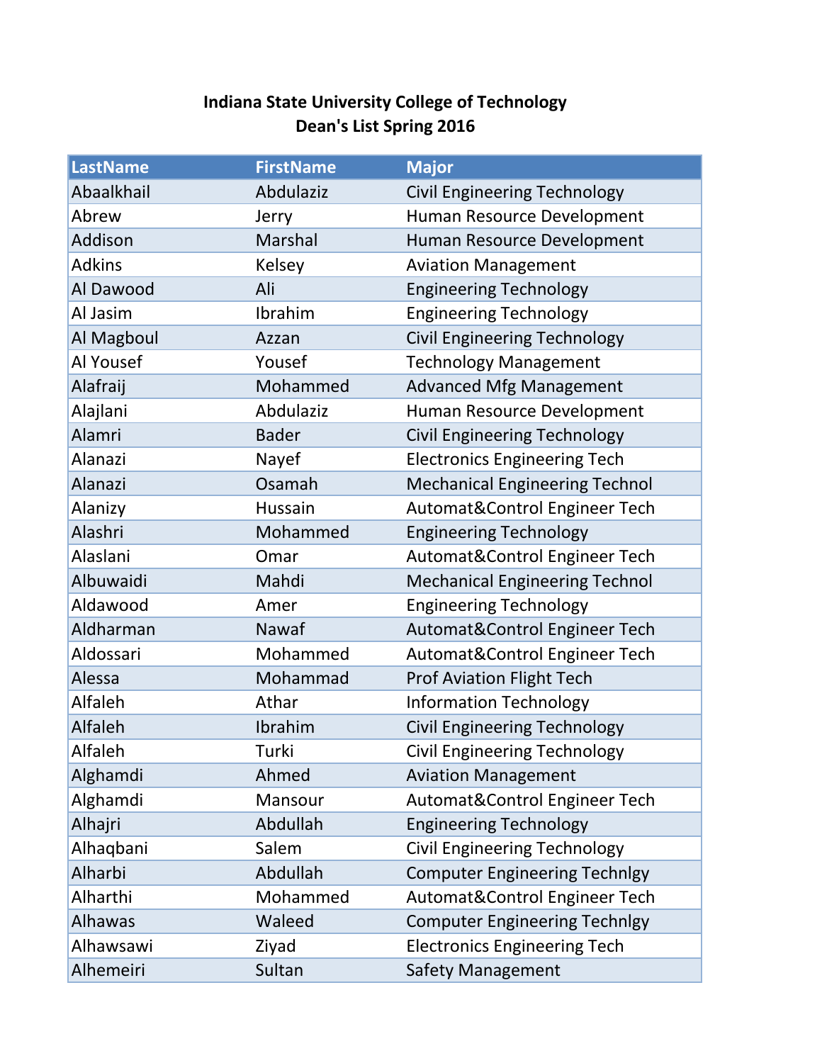## Indiana State University College of Technology
## Dean's List Spring 2016

| LastName | FirstName | Major |
|---|---|---|
| Abaalkhail | Abdulaziz | Civil Engineering Technology |
| Abrew | Jerry | Human Resource Development |
| Addison | Marshal | Human Resource Development |
| Adkins | Kelsey | Aviation Management |
| Al Dawood | Ali | Engineering Technology |
| Al Jasim | Ibrahim | Engineering Technology |
| Al Magboul | Azzan | Civil Engineering Technology |
| Al Yousef | Yousef | Technology Management |
| Alafraij | Mohammed | Advanced Mfg Management |
| Alajlani | Abdulaziz | Human Resource Development |
| Alamri | Bader | Civil Engineering Technology |
| Alanazi | Nayef | Electronics Engineering Tech |
| Alanazi | Osamah | Mechanical Engineering Technol |
| Alanizy | Hussain | Automat&Control Engineer Tech |
| Alashri | Mohammed | Engineering Technology |
| Alaslani | Omar | Automat&Control Engineer Tech |
| Albuwaidi | Mahdi | Mechanical Engineering Technol |
| Aldawood | Amer | Engineering Technology |
| Aldharman | Nawaf | Automat&Control Engineer Tech |
| Aldossari | Mohammed | Automat&Control Engineer Tech |
| Alessa | Mohammad | Prof Aviation Flight Tech |
| Alfaleh | Athar | Information Technology |
| Alfaleh | Ibrahim | Civil Engineering Technology |
| Alfaleh | Turki | Civil Engineering Technology |
| Alghamdi | Ahmed | Aviation Management |
| Alghamdi | Mansour | Automat&Control Engineer Tech |
| Alhajri | Abdullah | Engineering Technology |
| Alhaqbani | Salem | Civil Engineering Technology |
| Alharbi | Abdullah | Computer Engineering Technlgy |
| Alharthi | Mohammed | Automat&Control Engineer Tech |
| Alhawas | Waleed | Computer Engineering Technlgy |
| Alhawsawi | Ziyad | Electronics Engineering Tech |
| Alhemeiri | Sultan | Safety Management |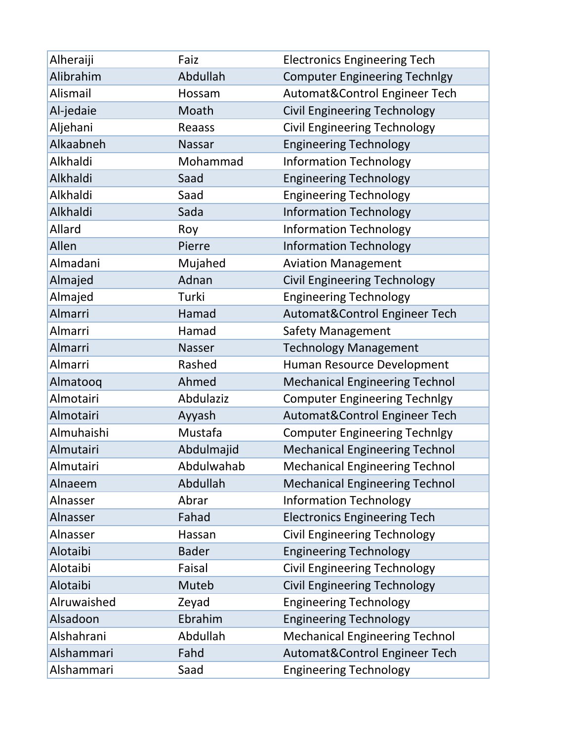| | | |
|---|---|---|
| Alheraiji | Faiz | Electronics Engineering Tech |
| Alibrahim | Abdullah | Computer Engineering Technlgy |
| Alismail | Hossam | Automat&Control Engineer Tech |
| Al-jedaie | Moath | Civil Engineering Technology |
| Aljehani | Reaass | Civil Engineering Technology |
| Alkaabneh | Nassar | Engineering Technology |
| Alkhaldi | Mohammad | Information Technology |
| Alkhaldi | Saad | Engineering Technology |
| Alkhaldi | Saad | Engineering Technology |
| Alkhaldi | Sada | Information Technology |
| Allard | Roy | Information Technology |
| Allen | Pierre | Information Technology |
| Almadani | Mujahed | Aviation Management |
| Almajed | Adnan | Civil Engineering Technology |
| Almajed | Turki | Engineering Technology |
| Almarri | Hamad | Automat&Control Engineer Tech |
| Almarri | Hamad | Safety Management |
| Almarri | Nasser | Technology Management |
| Almarri | Rashed | Human Resource Development |
| Almatooq | Ahmed | Mechanical Engineering Technol |
| Almotairi | Abdulaziz | Computer Engineering Technlgy |
| Almotairi | Ayyash | Automat&Control Engineer Tech |
| Almuhaishi | Mustafa | Computer Engineering Technlgy |
| Almutairi | Abdulmajid | Mechanical Engineering Technol |
| Almutairi | Abdulwahab | Mechanical Engineering Technol |
| Alnaeem | Abdullah | Mechanical Engineering Technol |
| Alnasser | Abrar | Information Technology |
| Alnasser | Fahad | Electronics Engineering Tech |
| Alnasser | Hassan | Civil Engineering Technology |
| Alotaibi | Bader | Engineering Technology |
| Alotaibi | Faisal | Civil Engineering Technology |
| Alotaibi | Muteb | Civil Engineering Technology |
| Alruwaished | Zeyad | Engineering Technology |
| Alsadoon | Ebrahim | Engineering Technology |
| Alshahrani | Abdullah | Mechanical Engineering Technol |
| Alshammari | Fahd | Automat&Control Engineer Tech |
| Alshammari | Saad | Engineering Technology |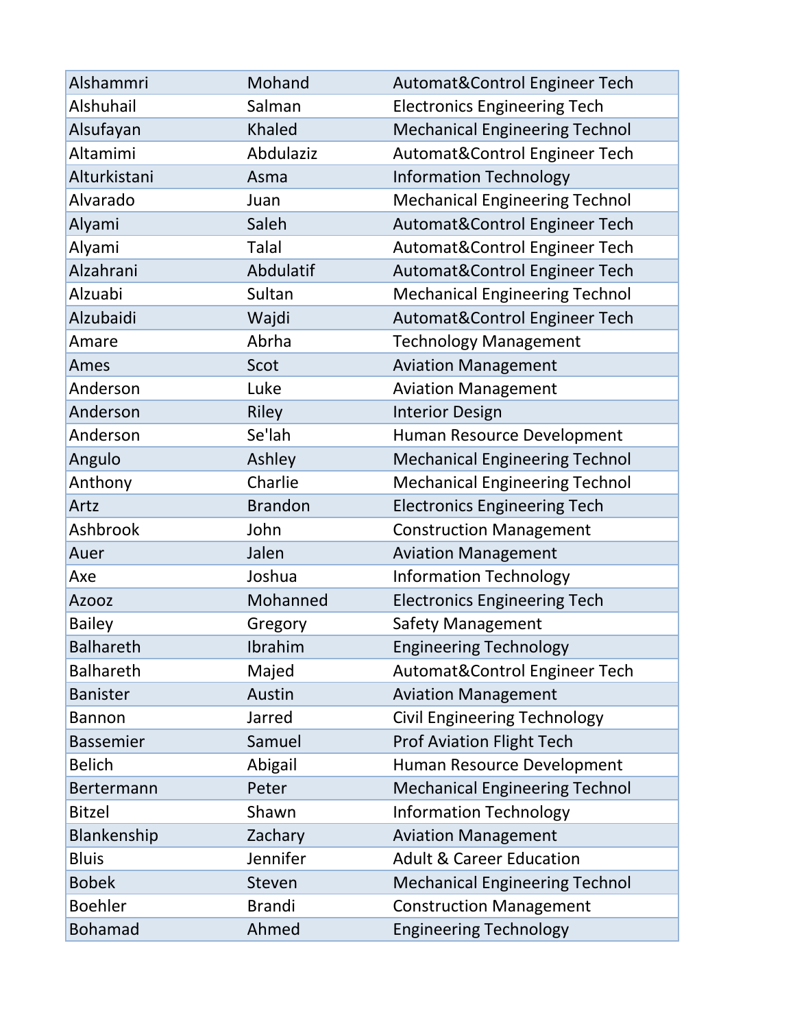| | | |
|---|---|---|
| Alshammri | Mohand | Automat&Control Engineer Tech |
| Alshuhail | Salman | Electronics Engineering Tech |
| Alsufayan | Khaled | Mechanical Engineering Technol |
| Altamimi | Abdulaziz | Automat&Control Engineer Tech |
| Alturkistani | Asma | Information Technology |
| Alvarado | Juan | Mechanical Engineering Technol |
| Alyami | Saleh | Automat&Control Engineer Tech |
| Alyami | Talal | Automat&Control Engineer Tech |
| Alzahrani | Abdulatif | Automat&Control Engineer Tech |
| Alzuabi | Sultan | Mechanical Engineering Technol |
| Alzubaidi | Wajdi | Automat&Control Engineer Tech |
| Amare | Abrha | Technology Management |
| Ames | Scot | Aviation Management |
| Anderson | Luke | Aviation Management |
| Anderson | Riley | Interior Design |
| Anderson | Se'lah | Human Resource Development |
| Angulo | Ashley | Mechanical Engineering Technol |
| Anthony | Charlie | Mechanical Engineering Technol |
| Artz | Brandon | Electronics Engineering Tech |
| Ashbrook | John | Construction Management |
| Auer | Jalen | Aviation Management |
| Axe | Joshua | Information Technology |
| Azooz | Mohanned | Electronics Engineering Tech |
| Bailey | Gregory | Safety Management |
| Balhareth | Ibrahim | Engineering Technology |
| Balhareth | Majed | Automat&Control Engineer Tech |
| Banister | Austin | Aviation Management |
| Bannon | Jarred | Civil Engineering Technology |
| Bassemier | Samuel | Prof Aviation Flight Tech |
| Belich | Abigail | Human Resource Development |
| Bertermann | Peter | Mechanical Engineering Technol |
| Bitzel | Shawn | Information Technology |
| Blankenship | Zachary | Aviation Management |
| Bluis | Jennifer | Adult & Career Education |
| Bobek | Steven | Mechanical Engineering Technol |
| Boehler | Brandi | Construction Management |
| Bohamad | Ahmed | Engineering Technology |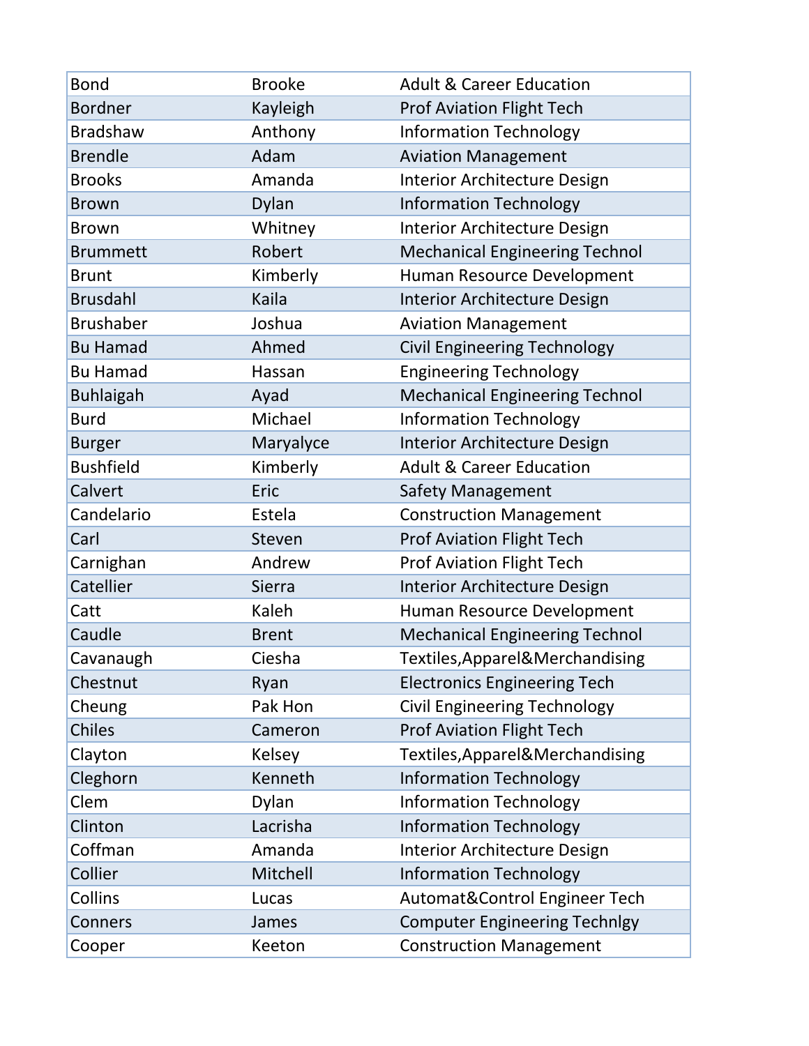| Bond | Brooke | Adult & Career Education |
|---|---|---|
| Bordner | Kayleigh | Prof Aviation Flight Tech |
| Bradshaw | Anthony | Information Technology |
| Brendle | Adam | Aviation Management |
| Brooks | Amanda | Interior Architecture Design |
| Brown | Dylan | Information Technology |
| Brown | Whitney | Interior Architecture Design |
| Brummett | Robert | Mechanical Engineering Technol |
| Brunt | Kimberly | Human Resource Development |
| Brusdahl | Kaila | Interior Architecture Design |
| Brushaber | Joshua | Aviation Management |
| Bu Hamad | Ahmed | Civil Engineering Technology |
| Bu Hamad | Hassan | Engineering Technology |
| Buhlaigah | Ayad | Mechanical Engineering Technol |
| Burd | Michael | Information Technology |
| Burger | Maryalyce | Interior Architecture Design |
| Bushfield | Kimberly | Adult & Career Education |
| Calvert | Eric | Safety Management |
| Candelario | Estela | Construction Management |
| Carl | Steven | Prof Aviation Flight Tech |
| Carnighan | Andrew | Prof Aviation Flight Tech |
| Catellier | Sierra | Interior Architecture Design |
| Catt | Kaleh | Human Resource Development |
| Caudle | Brent | Mechanical Engineering Technol |
| Cavanaugh | Ciesha | Textiles,Apparel&Merchandising |
| Chestnut | Ryan | Electronics Engineering Tech |
| Cheung | Pak Hon | Civil Engineering Technology |
| Chiles | Cameron | Prof Aviation Flight Tech |
| Clayton | Kelsey | Textiles,Apparel&Merchandising |
| Cleghorn | Kenneth | Information Technology |
| Clem | Dylan | Information Technology |
| Clinton | Lacrisha | Information Technology |
| Coffman | Amanda | Interior Architecture Design |
| Collier | Mitchell | Information Technology |
| Collins | Lucas | Automat&Control Engineer Tech |
| Conners | James | Computer Engineering Technlgy |
| Cooper | Keeton | Construction Management |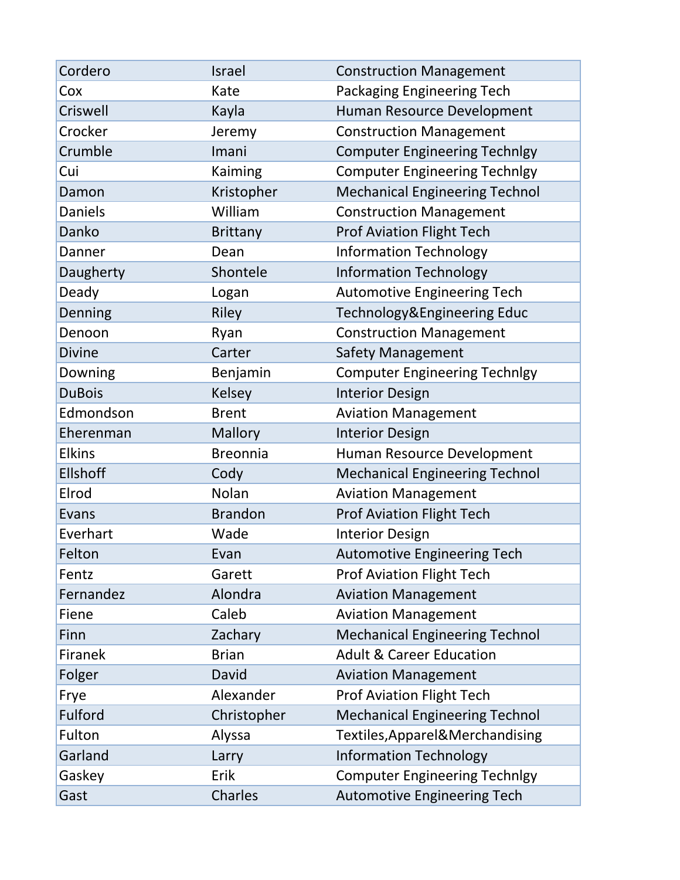| | | |
|---|---|---|
| Cordero | Israel | Construction Management |
| Cox | Kate | Packaging Engineering Tech |
| Criswell | Kayla | Human Resource Development |
| Crocker | Jeremy | Construction Management |
| Crumble | Imani | Computer Engineering Technlgy |
| Cui | Kaiming | Computer Engineering Technlgy |
| Damon | Kristopher | Mechanical Engineering Technol |
| Daniels | William | Construction Management |
| Danko | Brittany | Prof Aviation Flight Tech |
| Danner | Dean | Information Technology |
| Daugherty | Shontele | Information Technology |
| Deady | Logan | Automotive Engineering Tech |
| Denning | Riley | Technology&Engineering Educ |
| Denoon | Ryan | Construction Management |
| Divine | Carter | Safety Management |
| Downing | Benjamin | Computer Engineering Technlgy |
| DuBois | Kelsey | Interior Design |
| Edmondson | Brent | Aviation Management |
| Eherenman | Mallory | Interior Design |
| Elkins | Breonnia | Human Resource Development |
| Ellshoff | Cody | Mechanical Engineering Technol |
| Elrod | Nolan | Aviation Management |
| Evans | Brandon | Prof Aviation Flight Tech |
| Everhart | Wade | Interior Design |
| Felton | Evan | Automotive Engineering Tech |
| Fentz | Garett | Prof Aviation Flight Tech |
| Fernandez | Alondra | Aviation Management |
| Fiene | Caleb | Aviation Management |
| Finn | Zachary | Mechanical Engineering Technol |
| Firanek | Brian | Adult & Career Education |
| Folger | David | Aviation Management |
| Frye | Alexander | Prof Aviation Flight Tech |
| Fulford | Christopher | Mechanical Engineering Technol |
| Fulton | Alyssa | Textiles,Apparel&Merchandising |
| Garland | Larry | Information Technology |
| Gaskey | Erik | Computer Engineering Technlgy |
| Gast | Charles | Automotive Engineering Tech |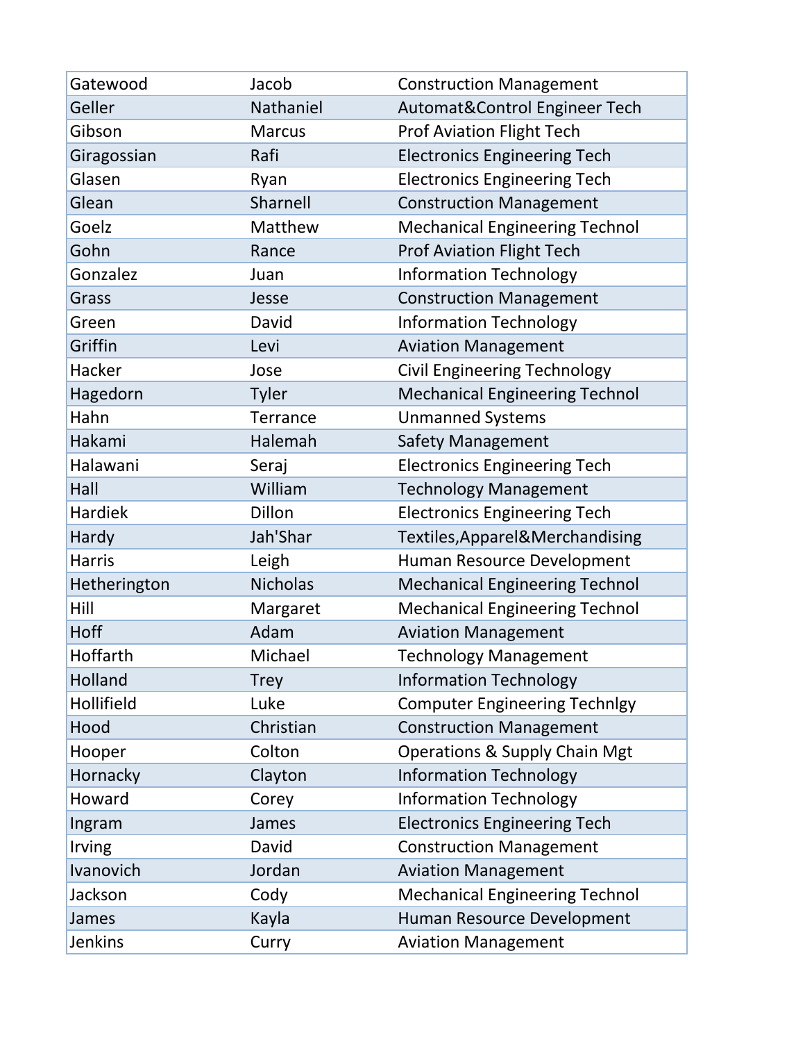| Gatewood | Jacob | Construction Management |
|---|---|---|
| Geller | Nathaniel | Automat&Control Engineer Tech |
| Gibson | Marcus | Prof Aviation Flight Tech |
| Giragossian | Rafi | Electronics Engineering Tech |
| Glasen | Ryan | Electronics Engineering Tech |
| Glean | Sharnell | Construction Management |
| Goelz | Matthew | Mechanical Engineering Technol |
| Gohn | Rance | Prof Aviation Flight Tech |
| Gonzalez | Juan | Information Technology |
| Grass | Jesse | Construction Management |
| Green | David | Information Technology |
| Griffin | Levi | Aviation Management |
| Hacker | Jose | Civil Engineering Technology |
| Hagedorn | Tyler | Mechanical Engineering Technol |
| Hahn | Terrance | Unmanned Systems |
| Hakami | Halemah | Safety Management |
| Halawani | Seraj | Electronics Engineering Tech |
| Hall | William | Technology Management |
| Hardiek | Dillon | Electronics Engineering Tech |
| Hardy | Jah'Shar | Textiles,Apparel&Merchandising |
| Harris | Leigh | Human Resource Development |
| Hetherington | Nicholas | Mechanical Engineering Technol |
| Hill | Margaret | Mechanical Engineering Technol |
| Hoff | Adam | Aviation Management |
| Hoffarth | Michael | Technology Management |
| Holland | Trey | Information Technology |
| Hollifield | Luke | Computer Engineering Technlgy |
| Hood | Christian | Construction Management |
| Hooper | Colton | Operations & Supply Chain Mgt |
| Hornacky | Clayton | Information Technology |
| Howard | Corey | Information Technology |
| Ingram | James | Electronics Engineering Tech |
| Irving | David | Construction Management |
| Ivanovich | Jordan | Aviation Management |
| Jackson | Cody | Mechanical Engineering Technol |
| James | Kayla | Human Resource Development |
| Jenkins | Curry | Aviation Management |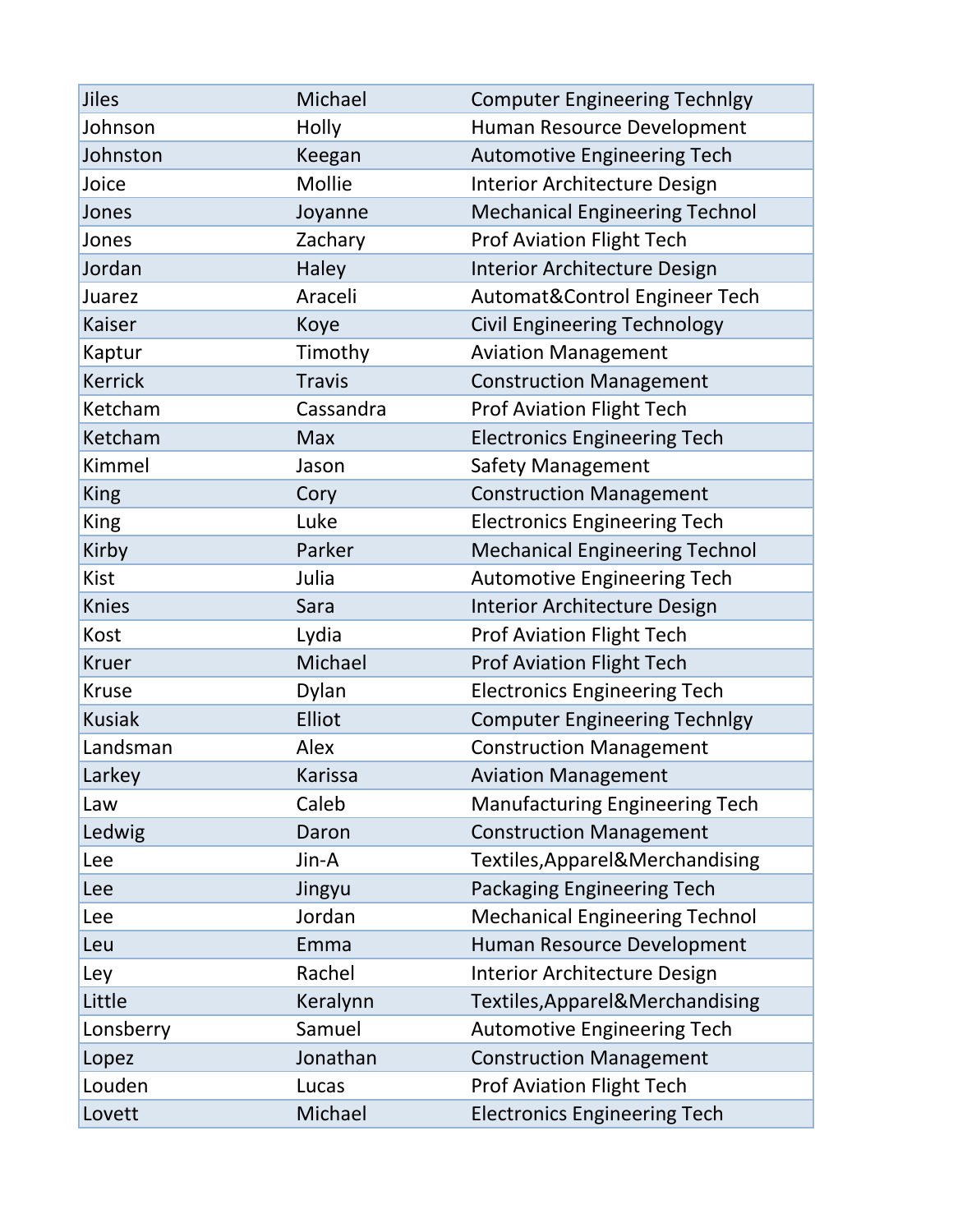| | | |
|---|---|---|
| Jiles | Michael | Computer Engineering Technlgy |
| Johnson | Holly | Human Resource Development |
| Johnston | Keegan | Automotive Engineering Tech |
| Joice | Mollie | Interior Architecture Design |
| Jones | Joyanne | Mechanical Engineering Technol |
| Jones | Zachary | Prof Aviation Flight Tech |
| Jordan | Haley | Interior Architecture Design |
| Juarez | Araceli | Automat&Control Engineer Tech |
| Kaiser | Koye | Civil Engineering Technology |
| Kaptur | Timothy | Aviation Management |
| Kerrick | Travis | Construction Management |
| Ketcham | Cassandra | Prof Aviation Flight Tech |
| Ketcham | Max | Electronics Engineering Tech |
| Kimmel | Jason | Safety Management |
| King | Cory | Construction Management |
| King | Luke | Electronics Engineering Tech |
| Kirby | Parker | Mechanical Engineering Technol |
| Kist | Julia | Automotive Engineering Tech |
| Knies | Sara | Interior Architecture Design |
| Kost | Lydia | Prof Aviation Flight Tech |
| Kruer | Michael | Prof Aviation Flight Tech |
| Kruse | Dylan | Electronics Engineering Tech |
| Kusiak | Elliot | Computer Engineering Technlgy |
| Landsman | Alex | Construction Management |
| Larkey | Karissa | Aviation Management |
| Law | Caleb | Manufacturing Engineering Tech |
| Ledwig | Daron | Construction Management |
| Lee | Jin-A | Textiles,Apparel&Merchandising |
| Lee | Jingyu | Packaging Engineering Tech |
| Lee | Jordan | Mechanical Engineering Technol |
| Leu | Emma | Human Resource Development |
| Ley | Rachel | Interior Architecture Design |
| Little | Keralynn | Textiles,Apparel&Merchandising |
| Lonsberry | Samuel | Automotive Engineering Tech |
| Lopez | Jonathan | Construction Management |
| Louden | Lucas | Prof Aviation Flight Tech |
| Lovett | Michael | Electronics Engineering Tech |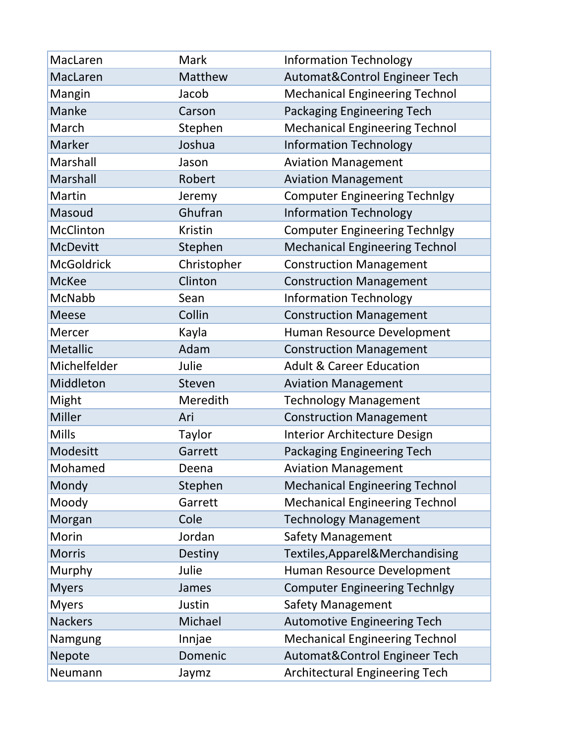| | | |
|---|---|---|
| MacLaren | Mark | Information Technology |
| MacLaren | Matthew | Automat&Control Engineer Tech |
| Mangin | Jacob | Mechanical Engineering Technol |
| Manke | Carson | Packaging Engineering Tech |
| March | Stephen | Mechanical Engineering Technol |
| Marker | Joshua | Information Technology |
| Marshall | Jason | Aviation Management |
| Marshall | Robert | Aviation Management |
| Martin | Jeremy | Computer Engineering Technlgy |
| Masoud | Ghufran | Information Technology |
| McClinton | Kristin | Computer Engineering Technlgy |
| McDevitt | Stephen | Mechanical Engineering Technol |
| McGoldrick | Christopher | Construction Management |
| McKee | Clinton | Construction Management |
| McNabb | Sean | Information Technology |
| Meese | Collin | Construction Management |
| Mercer | Kayla | Human Resource Development |
| Metallic | Adam | Construction Management |
| Michelfelder | Julie | Adult & Career Education |
| Middleton | Steven | Aviation Management |
| Might | Meredith | Technology Management |
| Miller | Ari | Construction Management |
| Mills | Taylor | Interior Architecture Design |
| Modesitt | Garrett | Packaging Engineering Tech |
| Mohamed | Deena | Aviation Management |
| Mondy | Stephen | Mechanical Engineering Technol |
| Moody | Garrett | Mechanical Engineering Technol |
| Morgan | Cole | Technology Management |
| Morin | Jordan | Safety Management |
| Morris | Destiny | Textiles,Apparel&Merchandising |
| Murphy | Julie | Human Resource Development |
| Myers | James | Computer Engineering Technlgy |
| Myers | Justin | Safety Management |
| Nackers | Michael | Automotive Engineering Tech |
| Namgung | Innjae | Mechanical Engineering Technol |
| Nepote | Domenic | Automat&Control Engineer Tech |
| Neumann | Jaymz | Architectural Engineering Tech |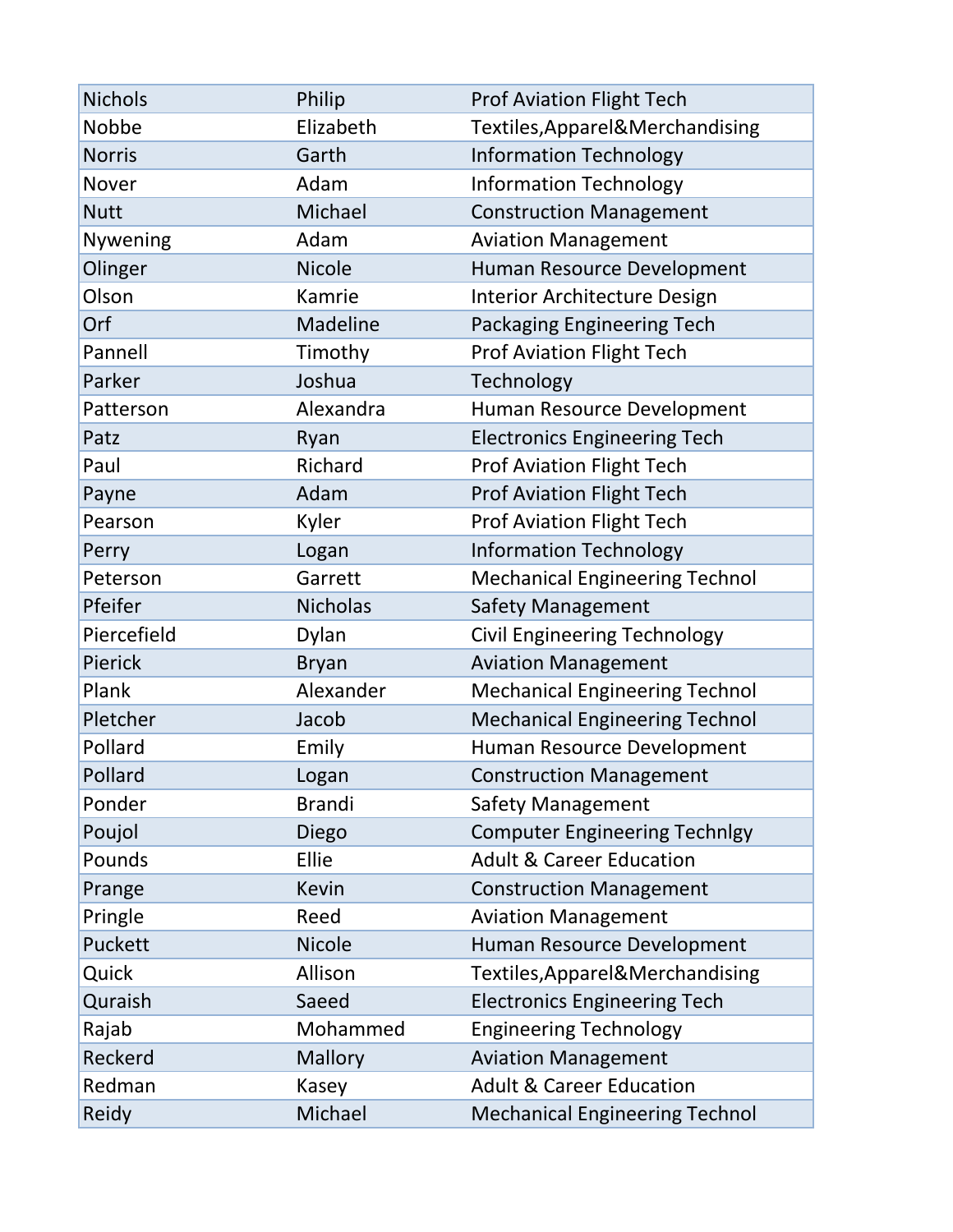| | | |
|---|---|---|
| Nichols | Philip | Prof Aviation Flight Tech |
| Nobbe | Elizabeth | Textiles,Apparel&Merchandising |
| Norris | Garth | Information Technology |
| Nover | Adam | Information Technology |
| Nutt | Michael | Construction Management |
| Nywening | Adam | Aviation Management |
| Olinger | Nicole | Human Resource Development |
| Olson | Kamrie | Interior Architecture Design |
| Orf | Madeline | Packaging Engineering Tech |
| Pannell | Timothy | Prof Aviation Flight Tech |
| Parker | Joshua | Technology |
| Patterson | Alexandra | Human Resource Development |
| Patz | Ryan | Electronics Engineering Tech |
| Paul | Richard | Prof Aviation Flight Tech |
| Payne | Adam | Prof Aviation Flight Tech |
| Pearson | Kyler | Prof Aviation Flight Tech |
| Perry | Logan | Information Technology |
| Peterson | Garrett | Mechanical Engineering Technol |
| Pfeifer | Nicholas | Safety Management |
| Piercefield | Dylan | Civil Engineering Technology |
| Pierick | Bryan | Aviation Management |
| Plank | Alexander | Mechanical Engineering Technol |
| Pletcher | Jacob | Mechanical Engineering Technol |
| Pollard | Emily | Human Resource Development |
| Pollard | Logan | Construction Management |
| Ponder | Brandi | Safety Management |
| Poujol | Diego | Computer Engineering Technlgy |
| Pounds | Ellie | Adult & Career Education |
| Prange | Kevin | Construction Management |
| Pringle | Reed | Aviation Management |
| Puckett | Nicole | Human Resource Development |
| Quick | Allison | Textiles,Apparel&Merchandising |
| Quraish | Saeed | Electronics Engineering Tech |
| Rajab | Mohammed | Engineering Technology |
| Reckerd | Mallory | Aviation Management |
| Redman | Kasey | Adult & Career Education |
| Reidy | Michael | Mechanical Engineering Technol |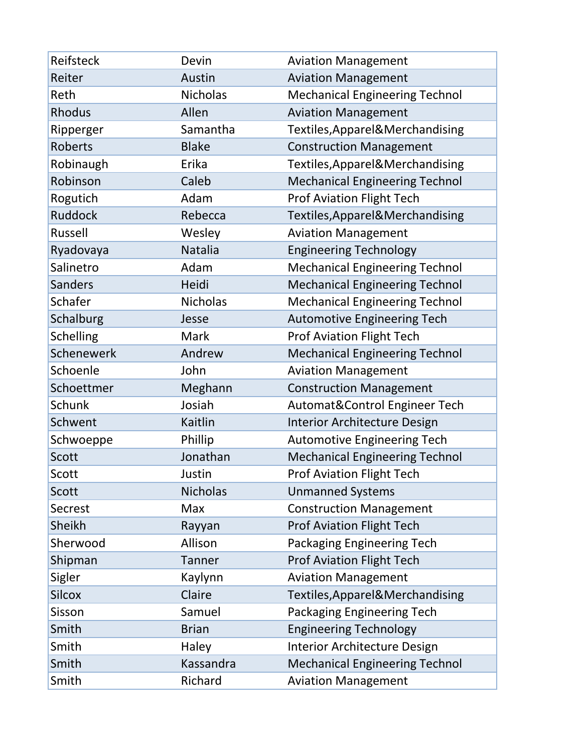| | | |
|---|---|---|
| Reifsteck | Devin | Aviation Management |
| Reiter | Austin | Aviation Management |
| Reth | Nicholas | Mechanical Engineering Technol |
| Rhodus | Allen | Aviation Management |
| Ripperger | Samantha | Textiles,Apparel&Merchandising |
| Roberts | Blake | Construction Management |
| Robinaugh | Erika | Textiles,Apparel&Merchandising |
| Robinson | Caleb | Mechanical Engineering Technol |
| Rogutich | Adam | Prof Aviation Flight Tech |
| Ruddock | Rebecca | Textiles,Apparel&Merchandising |
| Russell | Wesley | Aviation Management |
| Ryadovaya | Natalia | Engineering Technology |
| Salinetro | Adam | Mechanical Engineering Technol |
| Sanders | Heidi | Mechanical Engineering Technol |
| Schafer | Nicholas | Mechanical Engineering Technol |
| Schalburg | Jesse | Automotive Engineering Tech |
| Schelling | Mark | Prof Aviation Flight Tech |
| Schenewerk | Andrew | Mechanical Engineering Technol |
| Schoenle | John | Aviation Management |
| Schoettmer | Meghann | Construction Management |
| Schunk | Josiah | Automat&Control Engineer Tech |
| Schwent | Kaitlin | Interior Architecture Design |
| Schwoeppe | Phillip | Automotive Engineering Tech |
| Scott | Jonathan | Mechanical Engineering Technol |
| Scott | Justin | Prof Aviation Flight Tech |
| Scott | Nicholas | Unmanned Systems |
| Secrest | Max | Construction Management |
| Sheikh | Rayyan | Prof Aviation Flight Tech |
| Sherwood | Allison | Packaging Engineering Tech |
| Shipman | Tanner | Prof Aviation Flight Tech |
| Sigler | Kaylynn | Aviation Management |
| Silcox | Claire | Textiles,Apparel&Merchandising |
| Sisson | Samuel | Packaging Engineering Tech |
| Smith | Brian | Engineering Technology |
| Smith | Haley | Interior Architecture Design |
| Smith | Kassandra | Mechanical Engineering Technol |
| Smith | Richard | Aviation Management |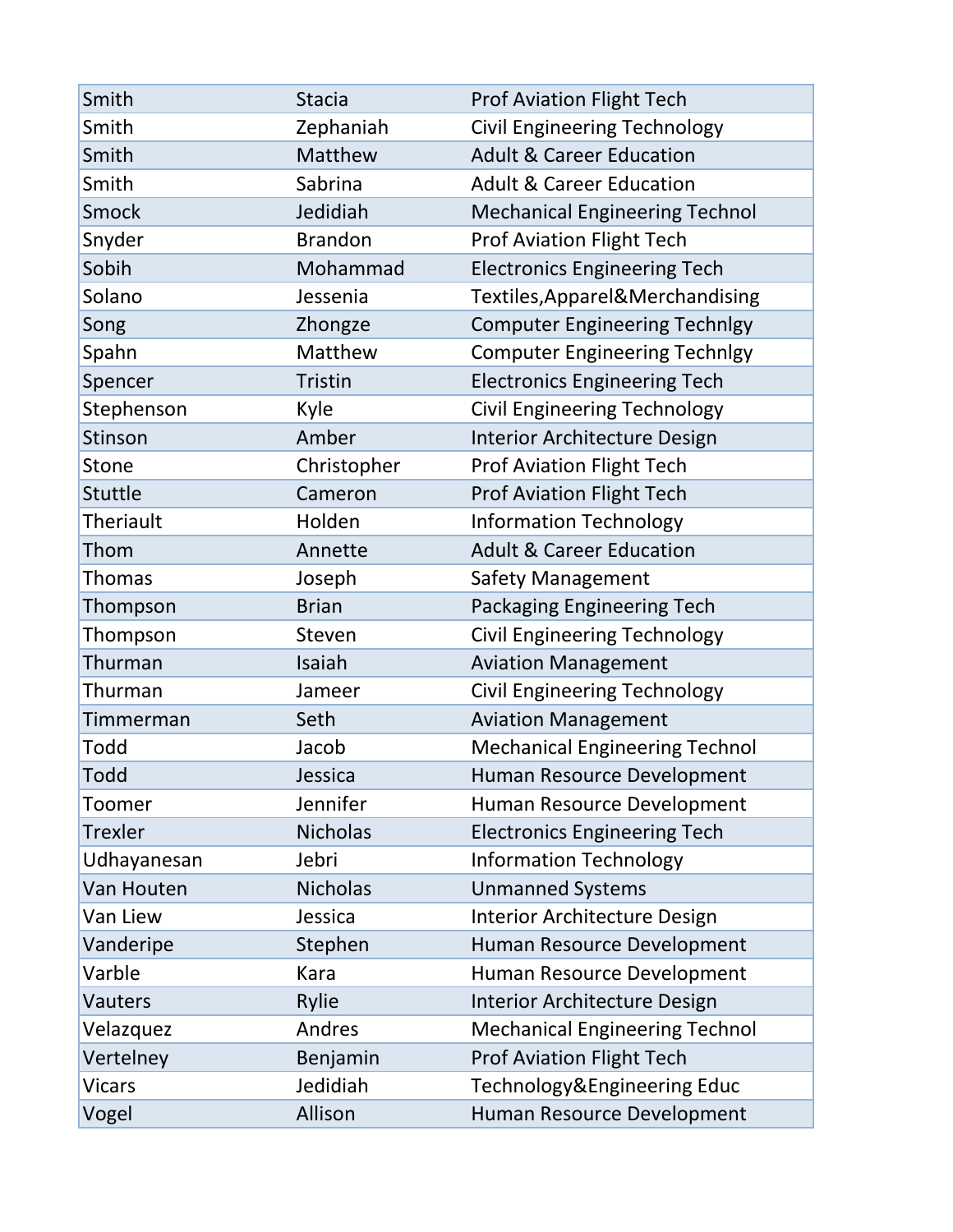| Smith | Stacia | Prof Aviation Flight Tech |
|---|---|---|
| Smith | Zephaniah | Civil Engineering Technology |
| Smith | Matthew | Adult & Career Education |
| Smith | Sabrina | Adult & Career Education |
| Smock | Jedidiah | Mechanical Engineering Technol |
| Snyder | Brandon | Prof Aviation Flight Tech |
| Sobih | Mohammad | Electronics Engineering Tech |
| Solano | Jessenia | Textiles,Apparel&Merchandising |
| Song | Zhongze | Computer Engineering Technlgy |
| Spahn | Matthew | Computer Engineering Technlgy |
| Spencer | Tristin | Electronics Engineering Tech |
| Stephenson | Kyle | Civil Engineering Technology |
| Stinson | Amber | Interior Architecture Design |
| Stone | Christopher | Prof Aviation Flight Tech |
| Stuttle | Cameron | Prof Aviation Flight Tech |
| Theriault | Holden | Information Technology |
| Thom | Annette | Adult & Career Education |
| Thomas | Joseph | Safety Management |
| Thompson | Brian | Packaging Engineering Tech |
| Thompson | Steven | Civil Engineering Technology |
| Thurman | Isaiah | Aviation Management |
| Thurman | Jameer | Civil Engineering Technology |
| Timmerman | Seth | Aviation Management |
| Todd | Jacob | Mechanical Engineering Technol |
| Todd | Jessica | Human Resource Development |
| Toomer | Jennifer | Human Resource Development |
| Trexler | Nicholas | Electronics Engineering Tech |
| Udhayanesan | Jebri | Information Technology |
| Van Houten | Nicholas | Unmanned Systems |
| Van Liew | Jessica | Interior Architecture Design |
| Vanderipe | Stephen | Human Resource Development |
| Varble | Kara | Human Resource Development |
| Vauters | Rylie | Interior Architecture Design |
| Velazquez | Andres | Mechanical Engineering Technol |
| Vertelney | Benjamin | Prof Aviation Flight Tech |
| Vicars | Jedidiah | Technology&Engineering Educ |
| Vogel | Allison | Human Resource Development |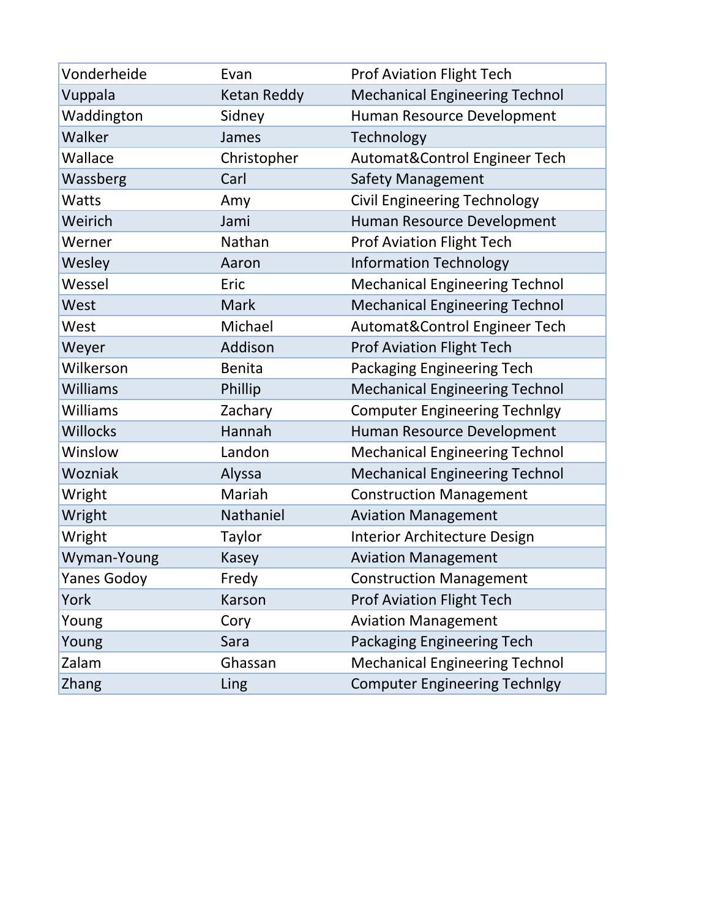| | | |
|---|---|---|
| Vonderheide | Evan | Prof Aviation Flight Tech |
| Vuppala | Ketan Reddy | Mechanical Engineering Technol |
| Waddington | Sidney | Human Resource Development |
| Walker | James | Technology |
| Wallace | Christopher | Automat&Control Engineer Tech |
| Wassberg | Carl | Safety Management |
| Watts | Amy | Civil Engineering Technology |
| Weirich | Jami | Human Resource Development |
| Werner | Nathan | Prof Aviation Flight Tech |
| Wesley | Aaron | Information Technology |
| Wessel | Eric | Mechanical Engineering Technol |
| West | Mark | Mechanical Engineering Technol |
| West | Michael | Automat&Control Engineer Tech |
| Weyer | Addison | Prof Aviation Flight Tech |
| Wilkerson | Benita | Packaging Engineering Tech |
| Williams | Phillip | Mechanical Engineering Technol |
| Williams | Zachary | Computer Engineering Technlgy |
| Willocks | Hannah | Human Resource Development |
| Winslow | Landon | Mechanical Engineering Technol |
| Wozniak | Alyssa | Mechanical Engineering Technol |
| Wright | Mariah | Construction Management |
| Wright | Nathaniel | Aviation Management |
| Wright | Taylor | Interior Architecture Design |
| Wyman-Young | Kasey | Aviation Management |
| Yanes Godoy | Fredy | Construction Management |
| York | Karson | Prof Aviation Flight Tech |
| Young | Cory | Aviation Management |
| Young | Sara | Packaging Engineering Tech |
| Zalam | Ghassan | Mechanical Engineering Technol |
| Zhang | Ling | Computer Engineering Technlgy |